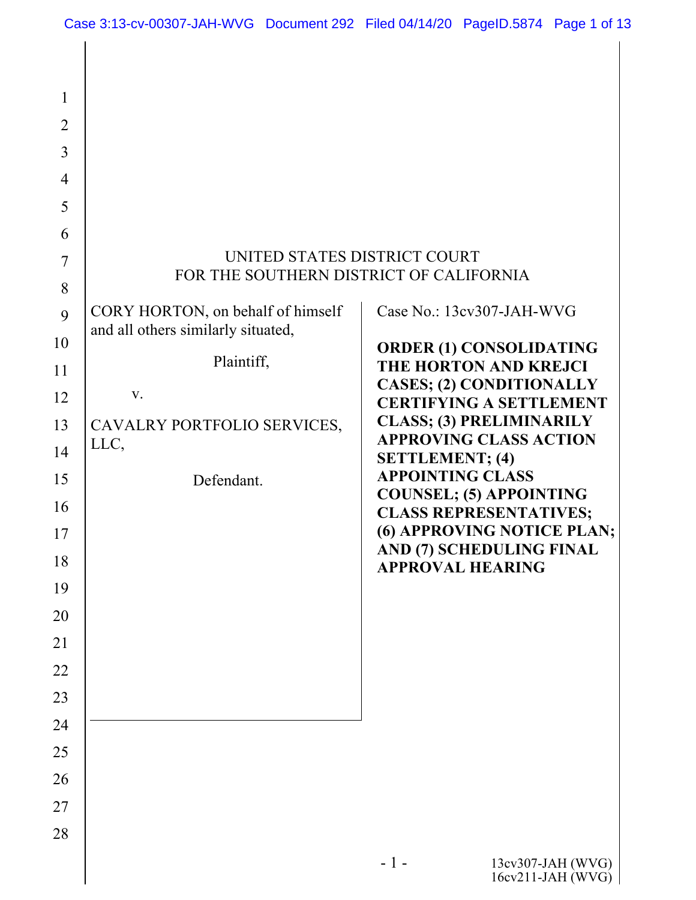UNITED STATES DISTRICT COURT
FOR THE SOUTHERN DISTRICT OF CALIFORNIA

CORY HORTON, on behalf of himself and all others similarly situated,

Plaintiff,

v.

CAVALRY PORTFOLIO SERVICES, LLC,

Defendant.

Case No.: 13cv307-JAH-WVG

**ORDER (1) CONSOLIDATING THE HORTON AND KREJCI CASES; (2) CONDITIONALLY CERTIFYING A SETTLEMENT CLASS; (3) PRELIMINARILY APPROVING CLASS ACTION SETTLEMENT; (4) APPOINTING CLASS COUNSEL; (5) APPOINTING CLASS REPRESENTATIVES; (6) APPROVING NOTICE PLAN; AND (7) SCHEDULING FINAL APPROVAL HEARING**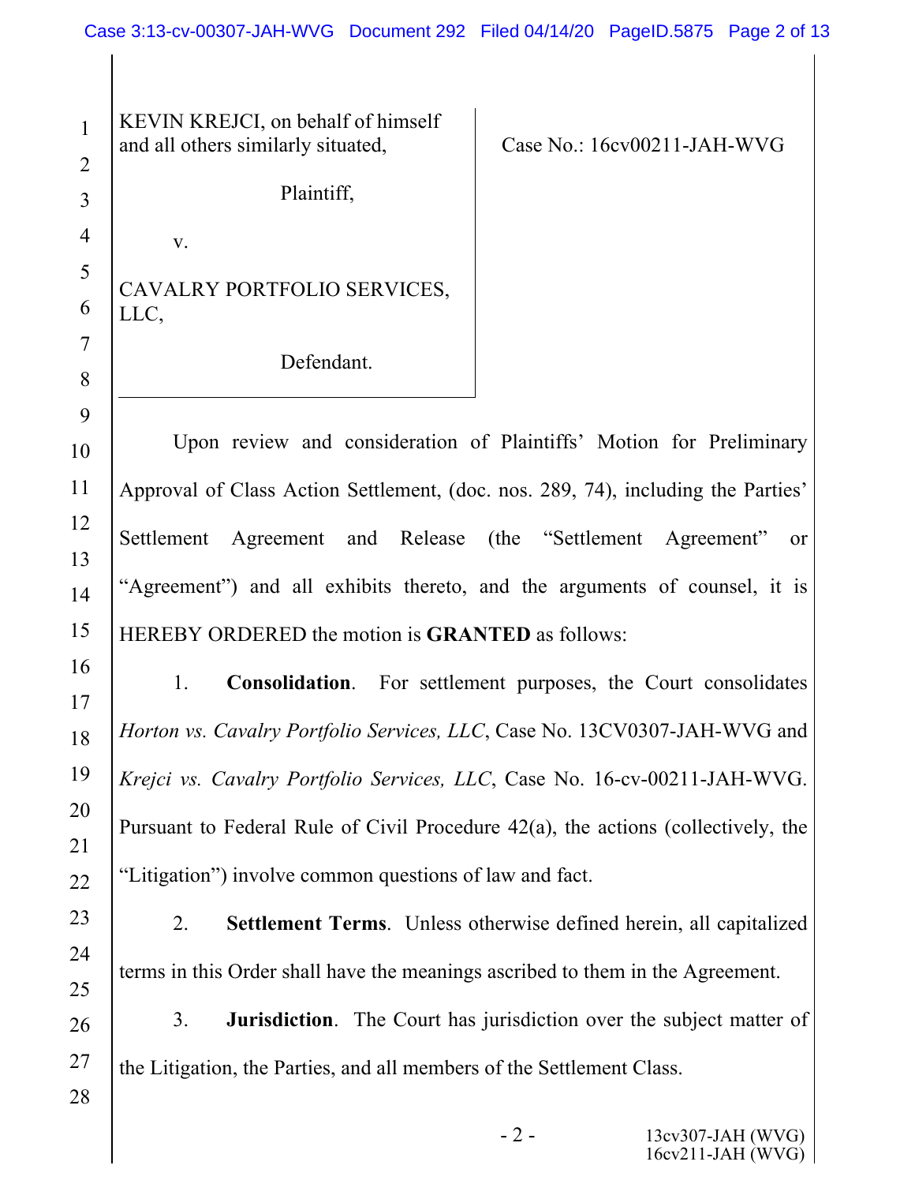| KEVIN KREJCI, on behalf of himself and all others similarly situated, Plaintiff, v. CAVALRY PORTFOLIO SERVICES, LLC, Defendant. | Case No.: 16cv00211-JAH-WVG |
| --- | --- |

Upon review and consideration of Plaintiffs' Motion for Preliminary Approval of Class Action Settlement, (doc. nos. 289, 74), including the Parties' Settlement Agreement and Release (the "Settlement Agreement" or "Agreement") and all exhibits thereto, and the arguments of counsel, it is HEREBY ORDERED the motion is **GRANTED** as follows:

1. **Consolidation**. For settlement purposes, the Court consolidates *Horton vs. Cavalry Portfolio Services, LLC*, Case No. 13CV0307-JAH-WVG and *Krejci vs. Cavalry Portfolio Services, LLC*, Case No. 16-cv-00211-JAH-WVG. Pursuant to Federal Rule of Civil Procedure 42(a), the actions (collectively, the "Litigation") involve common questions of law and fact.

2. **Settlement Terms**. Unless otherwise defined herein, all capitalized terms in this Order shall have the meanings ascribed to them in the Agreement.

3. **Jurisdiction**. The Court has jurisdiction over the subject matter of the Litigation, the Parties, and all members of the Settlement Class.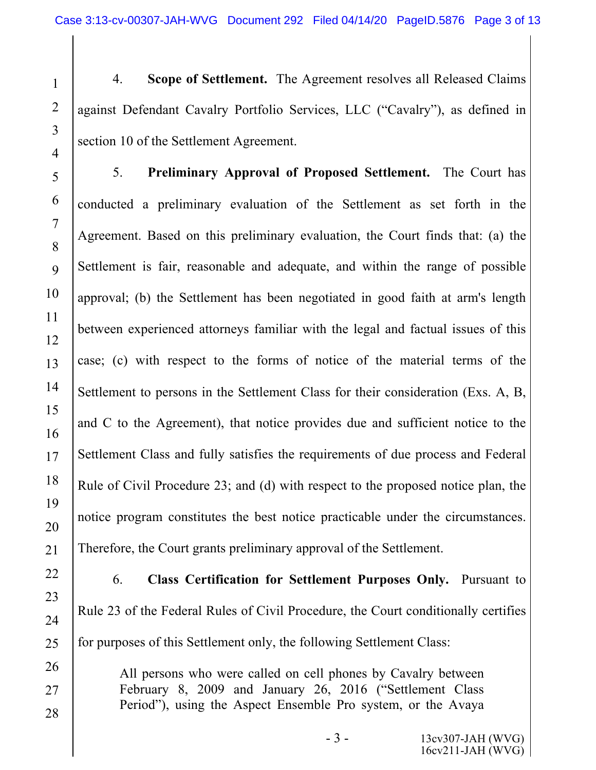4. **Scope of Settlement.** The Agreement resolves all Released Claims against Defendant Cavalry Portfolio Services, LLC ("Cavalry"), as defined in section 10 of the Settlement Agreement.

5. **Preliminary Approval of Proposed Settlement.** The Court has conducted a preliminary evaluation of the Settlement as set forth in the Agreement. Based on this preliminary evaluation, the Court finds that: (a) the Settlement is fair, reasonable and adequate, and within the range of possible approval; (b) the Settlement has been negotiated in good faith at arm's length between experienced attorneys familiar with the legal and factual issues of this case; (c) with respect to the forms of notice of the material terms of the Settlement to persons in the Settlement Class for their consideration (Exs. A, B, and C to the Agreement), that notice provides due and sufficient notice to the Settlement Class and fully satisfies the requirements of due process and Federal Rule of Civil Procedure 23; and (d) with respect to the proposed notice plan, the notice program constitutes the best notice practicable under the circumstances. Therefore, the Court grants preliminary approval of the Settlement.

6. **Class Certification for Settlement Purposes Only.** Pursuant to Rule 23 of the Federal Rules of Civil Procedure, the Court conditionally certifies for purposes of this Settlement only, the following Settlement Class:

> All persons who were called on cell phones by Cavalry between February 8, 2009 and January 26, 2016 ("Settlement Class Period"), using the Aspect Ensemble Pro system, or the Avaya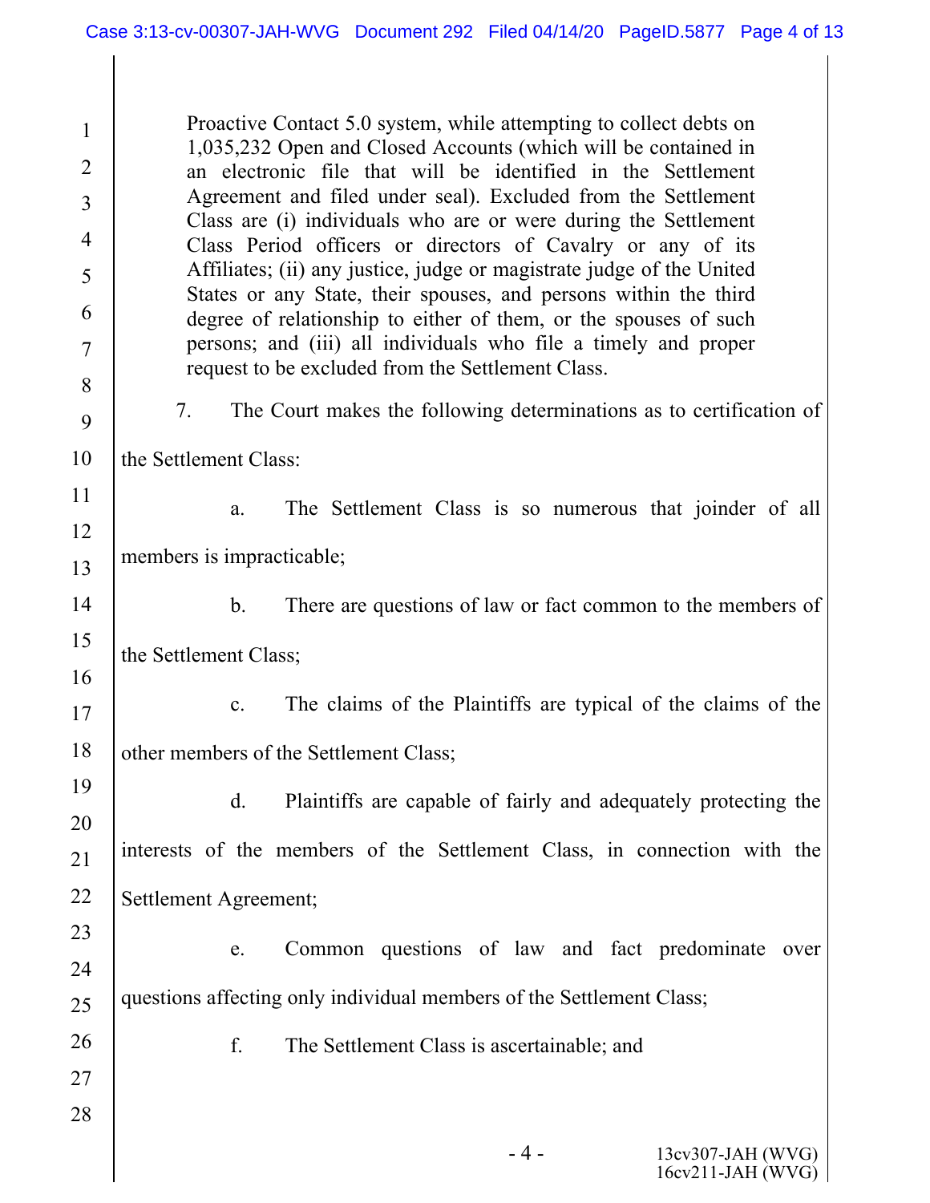Proactive Contact 5.0 system, while attempting to collect debts on 1,035,232 Open and Closed Accounts (which will be contained in an electronic file that will be identified in the Settlement Agreement and filed under seal). Excluded from the Settlement Class are (i) individuals who are or were during the Settlement Class Period officers or directors of Cavalry or any of its Affiliates; (ii) any justice, judge or magistrate judge of the United States or any State, their spouses, and persons within the third degree of relationship to either of them, or the spouses of such persons; and (iii) all individuals who file a timely and proper request to be excluded from the Settlement Class.

7. The Court makes the following determinations as to certification of the Settlement Class:

a. The Settlement Class is so numerous that joinder of all members is impracticable;

b. There are questions of law or fact common to the members of the Settlement Class;

c. The claims of the Plaintiffs are typical of the claims of the other members of the Settlement Class;

d. Plaintiffs are capable of fairly and adequately protecting the interests of the members of the Settlement Class, in connection with the Settlement Agreement;

e. Common questions of law and fact predominate over questions affecting only individual members of the Settlement Class;

f. The Settlement Class is ascertainable; and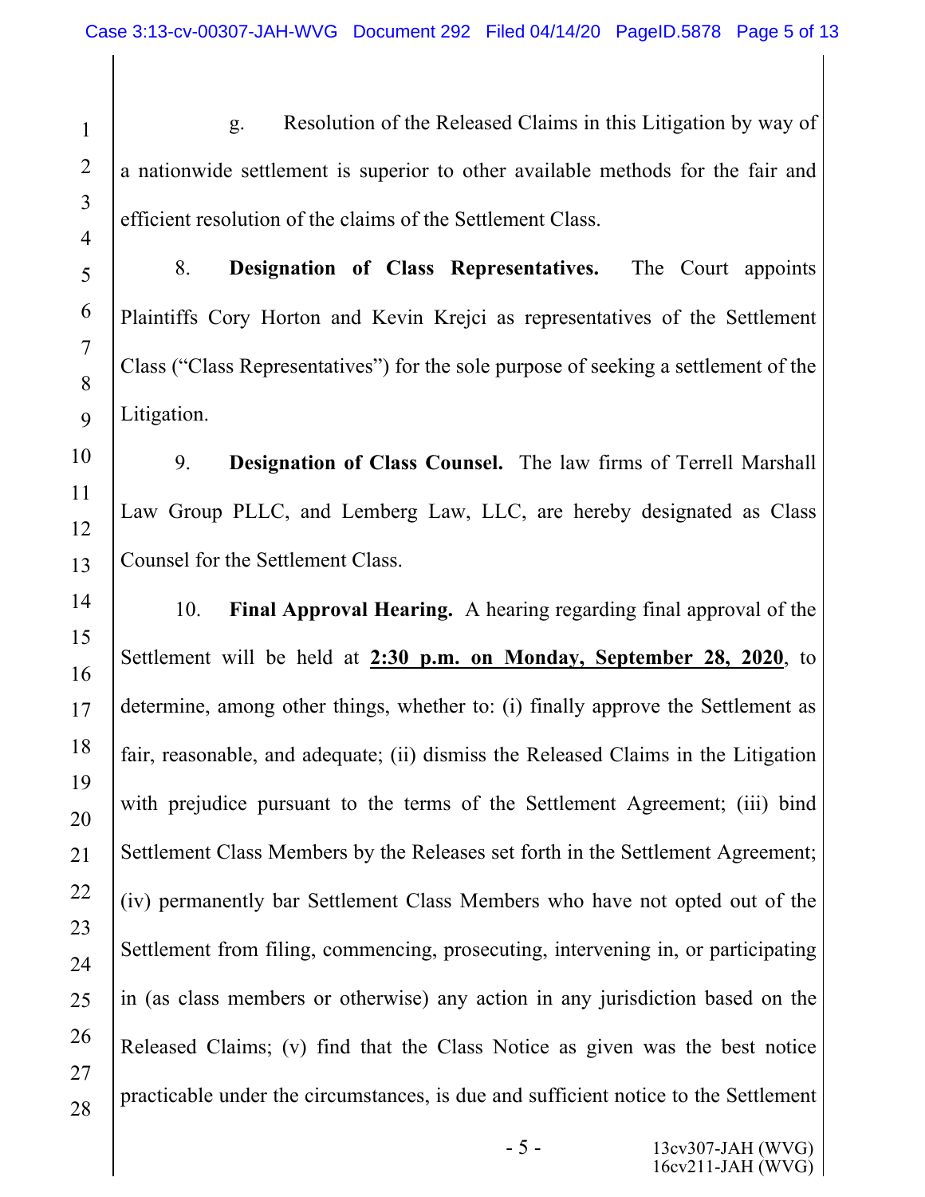g. Resolution of the Released Claims in this Litigation by way of a nationwide settlement is superior to other available methods for the fair and efficient resolution of the claims of the Settlement Class.

8. **Designation of Class Representatives.** The Court appoints Plaintiffs Cory Horton and Kevin Krejci as representatives of the Settlement Class ("Class Representatives") for the sole purpose of seeking a settlement of the Litigation.

9. **Designation of Class Counsel.** The law firms of Terrell Marshall Law Group PLLC, and Lemberg Law, LLC, are hereby designated as Class Counsel for the Settlement Class.

10. **Final Approval Hearing.** A hearing regarding final approval of the Settlement will be held at **2:30 p.m. on Monday, September 28, 2020**, to determine, among other things, whether to: (i) finally approve the Settlement as fair, reasonable, and adequate; (ii) dismiss the Released Claims in the Litigation with prejudice pursuant to the terms of the Settlement Agreement; (iii) bind Settlement Class Members by the Releases set forth in the Settlement Agreement; (iv) permanently bar Settlement Class Members who have not opted out of the Settlement from filing, commencing, prosecuting, intervening in, or participating in (as class members or otherwise) any action in any jurisdiction based on the Released Claims; (v) find that the Class Notice as given was the best notice practicable under the circumstances, is due and sufficient notice to the Settlement

13cv307-JAH (WVG)
16cv211-JAH (WVG)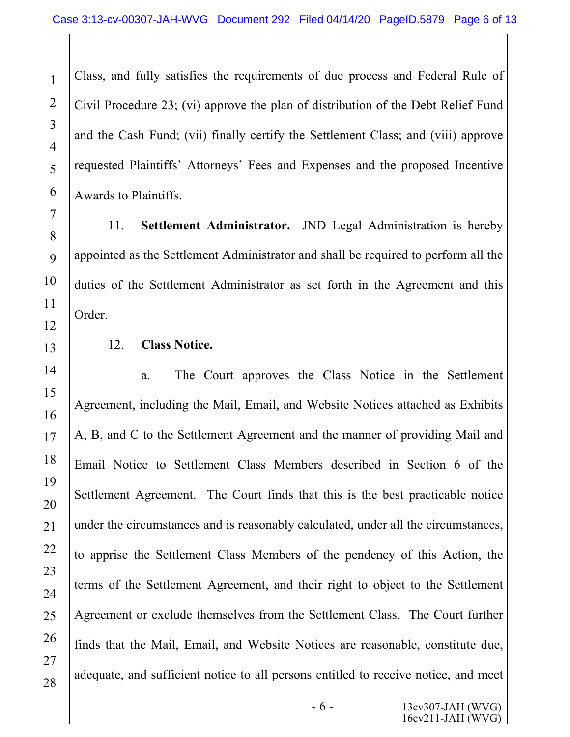Class, and fully satisfies the requirements of due process and Federal Rule of Civil Procedure 23; (vi) approve the plan of distribution of the Debt Relief Fund and the Cash Fund; (vii) finally certify the Settlement Class; and (viii) approve requested Plaintiffs' Attorneys' Fees and Expenses and the proposed Incentive Awards to Plaintiffs.

11. **Settlement Administrator.** JND Legal Administration is hereby appointed as the Settlement Administrator and shall be required to perform all the duties of the Settlement Administrator as set forth in the Agreement and this Order.

12. **Class Notice.**

a. The Court approves the Class Notice in the Settlement Agreement, including the Mail, Email, and Website Notices attached as Exhibits A, B, and C to the Settlement Agreement and the manner of providing Mail and Email Notice to Settlement Class Members described in Section 6 of the Settlement Agreement. The Court finds that this is the best practicable notice under the circumstances and is reasonably calculated, under all the circumstances, to apprise the Settlement Class Members of the pendency of this Action, the terms of the Settlement Agreement, and their right to object to the Settlement Agreement or exclude themselves from the Settlement Class. The Court further finds that the Mail, Email, and Website Notices are reasonable, constitute due, adequate, and sufficient notice to all persons entitled to receive notice, and meet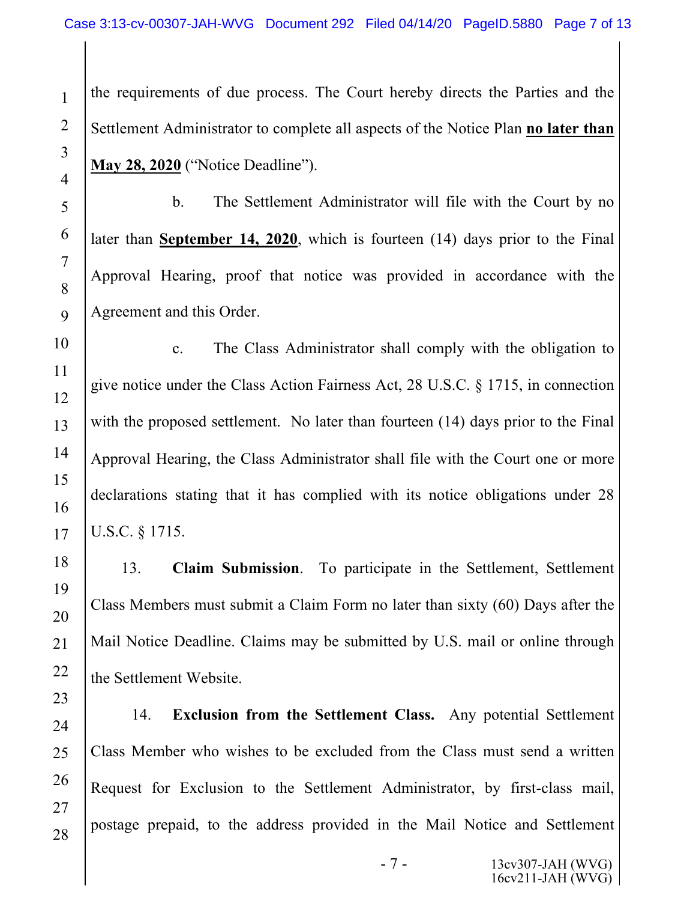the requirements of due process. The Court hereby directs the Parties and the Settlement Administrator to complete all aspects of the Notice Plan **no later than May 28, 2020** ("Notice Deadline").

b. The Settlement Administrator will file with the Court by no later than **September 14, 2020**, which is fourteen (14) days prior to the Final Approval Hearing, proof that notice was provided in accordance with the Agreement and this Order.

c. The Class Administrator shall comply with the obligation to give notice under the Class Action Fairness Act, 28 U.S.C. § 1715, in connection with the proposed settlement. No later than fourteen (14) days prior to the Final Approval Hearing, the Class Administrator shall file with the Court one or more declarations stating that it has complied with its notice obligations under 28 U.S.C. § 1715.

13. **Claim Submission**. To participate in the Settlement, Settlement Class Members must submit a Claim Form no later than sixty (60) Days after the Mail Notice Deadline. Claims may be submitted by U.S. mail or online through the Settlement Website.

14. **Exclusion from the Settlement Class.** Any potential Settlement Class Member who wishes to be excluded from the Class must send a written Request for Exclusion to the Settlement Administrator, by first-class mail, postage prepaid, to the address provided in the Mail Notice and Settlement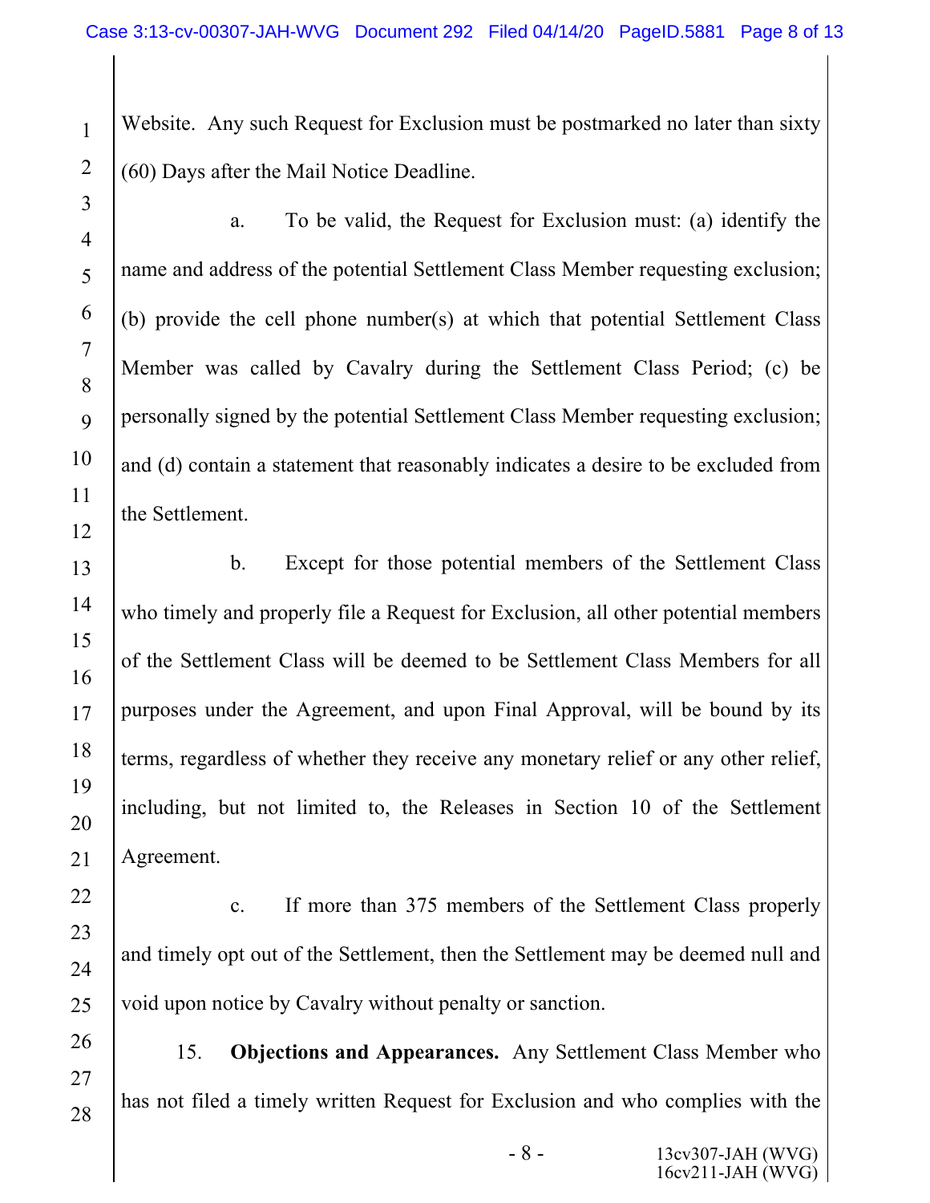Website. Any such Request for Exclusion must be postmarked no later than sixty (60) Days after the Mail Notice Deadline.

a. To be valid, the Request for Exclusion must: (a) identify the name and address of the potential Settlement Class Member requesting exclusion; (b) provide the cell phone number(s) at which that potential Settlement Class Member was called by Cavalry during the Settlement Class Period; (c) be personally signed by the potential Settlement Class Member requesting exclusion; and (d) contain a statement that reasonably indicates a desire to be excluded from the Settlement.

b. Except for those potential members of the Settlement Class who timely and properly file a Request for Exclusion, all other potential members of the Settlement Class will be deemed to be Settlement Class Members for all purposes under the Agreement, and upon Final Approval, will be bound by its terms, regardless of whether they receive any monetary relief or any other relief, including, but not limited to, the Releases in Section 10 of the Settlement Agreement.

c. If more than 375 members of the Settlement Class properly and timely opt out of the Settlement, then the Settlement may be deemed null and void upon notice by Cavalry without penalty or sanction.

15. **Objections and Appearances.** Any Settlement Class Member who has not filed a timely written Request for Exclusion and who complies with the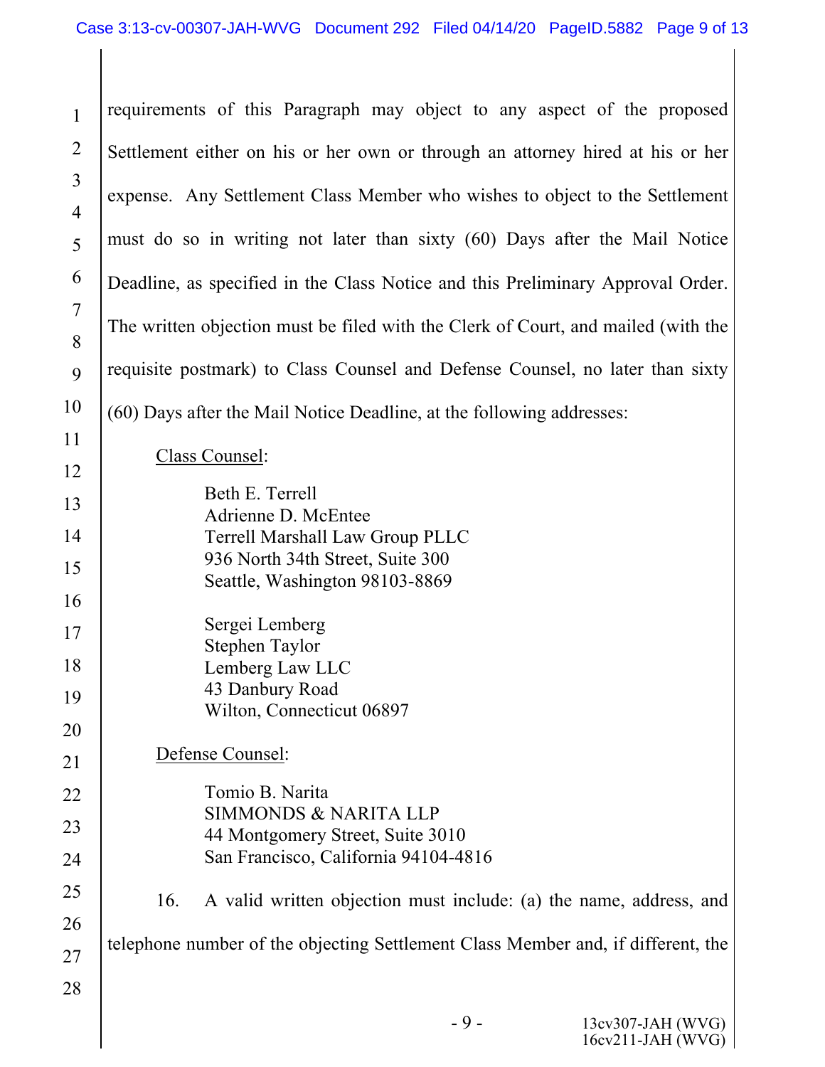requirements of this Paragraph may object to any aspect of the proposed Settlement either on his or her own or through an attorney hired at his or her expense. Any Settlement Class Member who wishes to object to the Settlement must do so in writing not later than sixty (60) Days after the Mail Notice Deadline, as specified in the Class Notice and this Preliminary Approval Order. The written objection must be filed with the Clerk of Court, and mailed (with the requisite postmark) to Class Counsel and Defense Counsel, no later than sixty (60) Days after the Mail Notice Deadline, at the following addresses:

<u>Class Counsel</u>:

Beth E. Terrell
Adrienne D. McEntee
Terrell Marshall Law Group PLLC
936 North 34th Street, Suite 300
Seattle, Washington 98103-8869

Sergei Lemberg
Stephen Taylor
Lemberg Law LLC
43 Danbury Road
Wilton, Connecticut 06897

<u>Defense Counsel</u>:

Tomio B. Narita
SIMMONDS & NARITA LLP
44 Montgomery Street, Suite 3010
San Francisco, California 94104-4816

16. A valid written objection must include: (a) the name, address, and telephone number of the objecting Settlement Class Member and, if different, the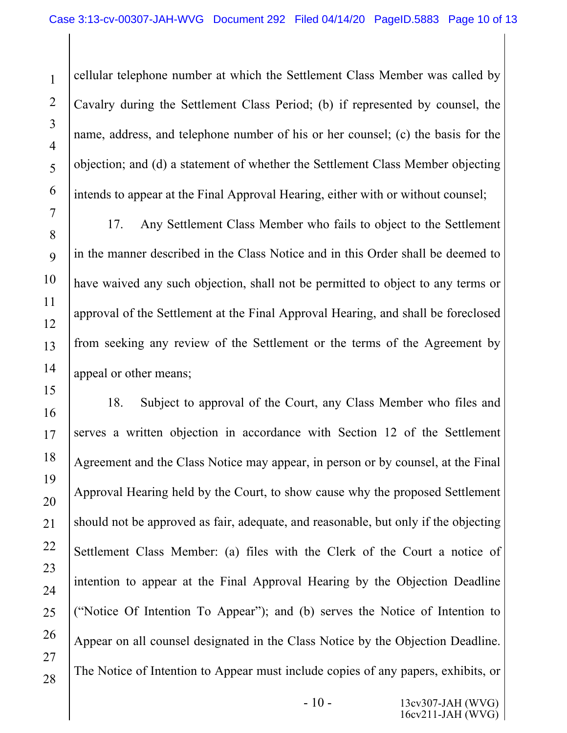cellular telephone number at which the Settlement Class Member was called by Cavalry during the Settlement Class Period; (b) if represented by counsel, the name, address, and telephone number of his or her counsel; (c) the basis for the objection; and (d) a statement of whether the Settlement Class Member objecting intends to appear at the Final Approval Hearing, either with or without counsel;

17. Any Settlement Class Member who fails to object to the Settlement in the manner described in the Class Notice and in this Order shall be deemed to have waived any such objection, shall not be permitted to object to any terms or approval of the Settlement at the Final Approval Hearing, and shall be foreclosed from seeking any review of the Settlement or the terms of the Agreement by appeal or other means;

18. Subject to approval of the Court, any Class Member who files and serves a written objection in accordance with Section 12 of the Settlement Agreement and the Class Notice may appear, in person or by counsel, at the Final Approval Hearing held by the Court, to show cause why the proposed Settlement should not be approved as fair, adequate, and reasonable, but only if the objecting Settlement Class Member: (a) files with the Clerk of the Court a notice of intention to appear at the Final Approval Hearing by the Objection Deadline ("Notice Of Intention To Appear"); and (b) serves the Notice of Intention to Appear on all counsel designated in the Class Notice by the Objection Deadline. The Notice of Intention to Appear must include copies of any papers, exhibits, or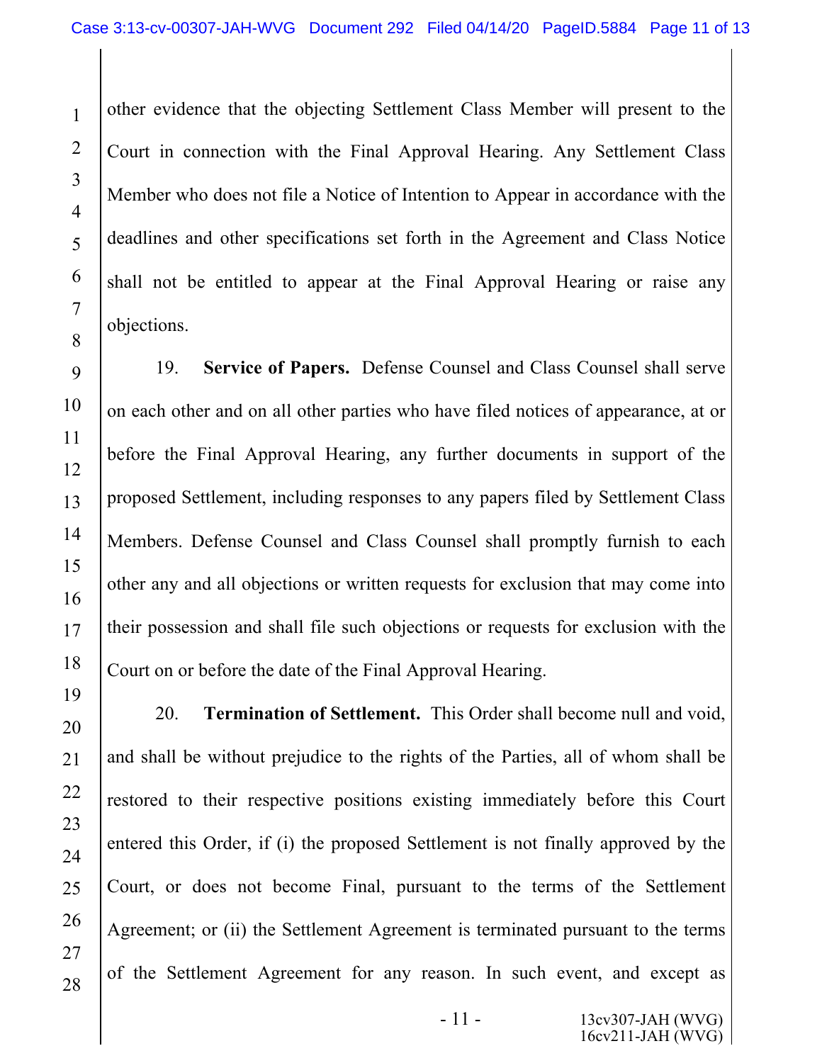other evidence that the objecting Settlement Class Member will present to the Court in connection with the Final Approval Hearing. Any Settlement Class Member who does not file a Notice of Intention to Appear in accordance with the deadlines and other specifications set forth in the Agreement and Class Notice shall not be entitled to appear at the Final Approval Hearing or raise any objections.

19. **Service of Papers.** Defense Counsel and Class Counsel shall serve on each other and on all other parties who have filed notices of appearance, at or before the Final Approval Hearing, any further documents in support of the proposed Settlement, including responses to any papers filed by Settlement Class Members. Defense Counsel and Class Counsel shall promptly furnish to each other any and all objections or written requests for exclusion that may come into their possession and shall file such objections or requests for exclusion with the Court on or before the date of the Final Approval Hearing.

20. **Termination of Settlement.** This Order shall become null and void, and shall be without prejudice to the rights of the Parties, all of whom shall be restored to their respective positions existing immediately before this Court entered this Order, if (i) the proposed Settlement is not finally approved by the Court, or does not become Final, pursuant to the terms of the Settlement Agreement; or (ii) the Settlement Agreement is terminated pursuant to the terms of the Settlement Agreement for any reason. In such event, and except as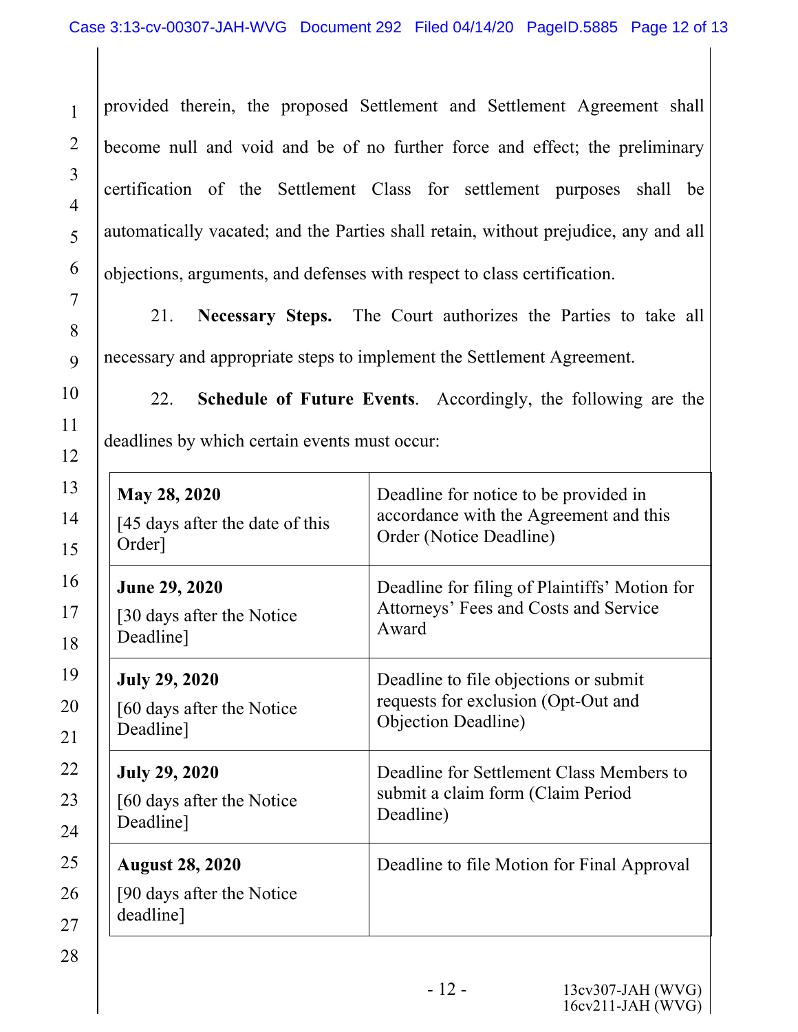provided therein, the proposed Settlement and Settlement Agreement shall become null and void and be of no further force and effect; the preliminary certification of the Settlement Class for settlement purposes shall be automatically vacated; and the Parties shall retain, without prejudice, any and all objections, arguments, and defenses with respect to class certification.

21. **Necessary Steps.** The Court authorizes the Parties to take all necessary and appropriate steps to implement the Settlement Agreement.

22. **Schedule of Future Events**. Accordingly, the following are the deadlines by which certain events must occur:

| Date | Event |
|---|---|
| **May 28, 2020** [45 days after the date of this Order] | Deadline for notice to be provided in accordance with the Agreement and this Order (Notice Deadline) |
| **June 29, 2020** [30 days after the Notice Deadline] | Deadline for filing of Plaintiffs' Motion for Attorneys' Fees and Costs and Service Award |
| **July 29, 2020** [60 days after the Notice Deadline] | Deadline to file objections or submit requests for exclusion (Opt-Out and Objection Deadline) |
| **July 29, 2020** [60 days after the Notice Deadline] | Deadline for Settlement Class Members to submit a claim form (Claim Period Deadline) |
| **August 28, 2020** [90 days after the Notice deadline] | Deadline to file Motion for Final Approval |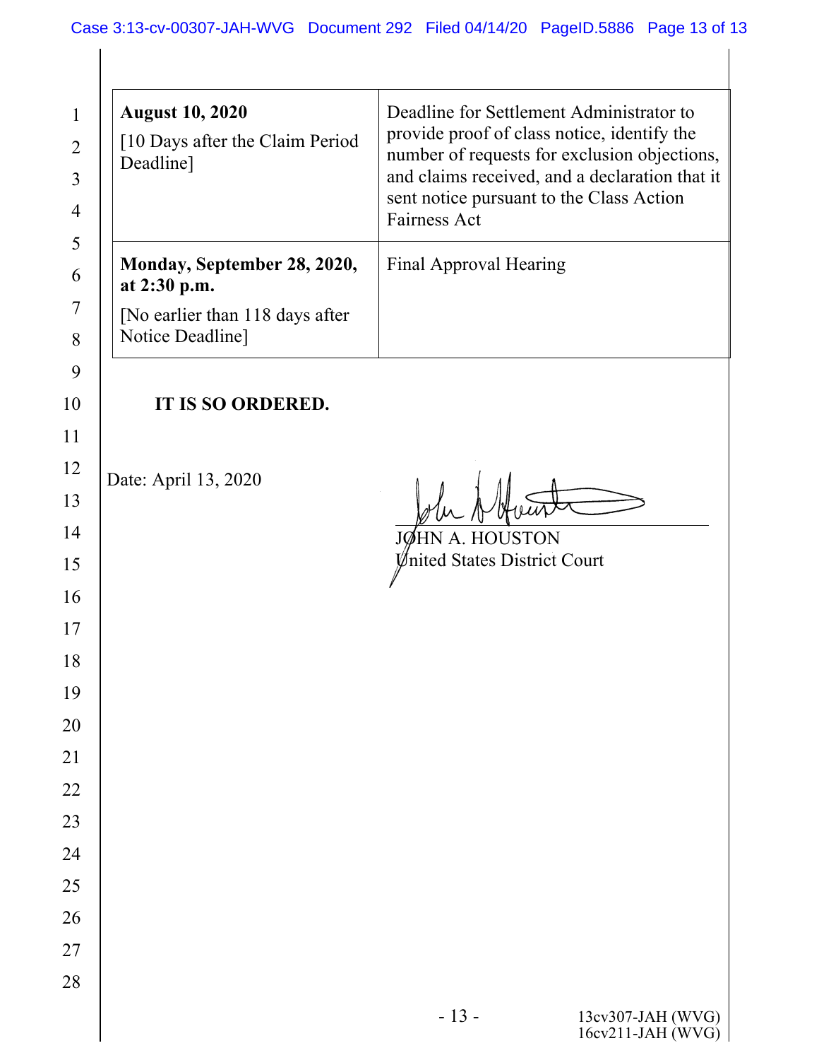| | |
|---|---|
| **August 10, 2020**<br>[10 Days after the Claim Period Deadline] | Deadline for Settlement Administrator to provide proof of class notice, identify the number of requests for exclusion objections, and claims received, and a declaration that it sent notice pursuant to the Class Action Fairness Act |
| **Monday, September 28, 2020, at 2:30 p.m.**<br>[No earlier than 118 days after Notice Deadline] | Final Approval Hearing |

**IT IS SO ORDERED.**

Date: April 13, 2020

JOHN A. HOUSTON
United States District Court

13cv307-JAH (WVG)
16cv211-JAH (WVG)